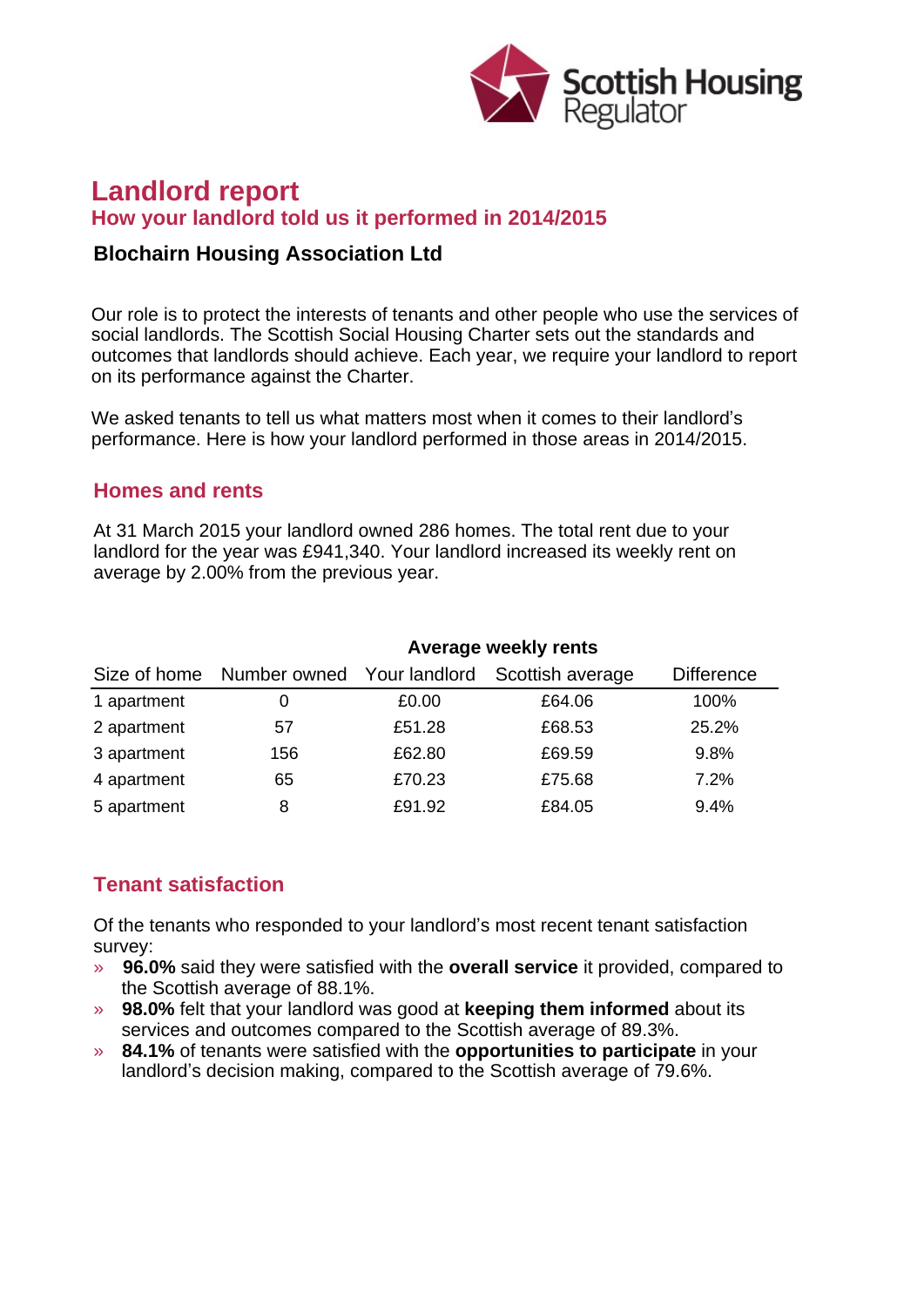Scottish Housing Regulator

# Landlord report

## How your landlord told us it performed in 2014/2015

### Blochairn Housing Association Ltd

Our role is to protect the interests of tenants and other people who use the services of social landlords. The Scottish Social Housing Charter sets out the standards and outcomes that landlords should achieve. Each year, we require your landlord to report on its performance against the Charter.

We asked tenants to tell us what matters most when it comes to their landlord's performance. Here is how your landlord performed in those areas in 2014/2015.

## Homes and rents

At 31 March 2015 your landlord owned 286 homes. The total rent due to your landlord for the year was £941,340. Your landlord increased its weekly rent on average by 2.00% from the previous year.

| | | Average weekly rents | | |
|---|---|---|---|---|
| Size of home | Number owned | Your landlord | Scottish average | Difference |
| 1 apartment | 0 | £0.00 | £64.06 | 100% |
| 2 apartment | 57 | £51.28 | £68.53 | 25.2% |
| 3 apartment | 156 | £62.80 | £69.59 | 9.8% |
| 4 apartment | 65 | £70.23 | £75.68 | 7.2% |
| 5 apartment | 8 | £91.92 | £84.05 | 9.4% |

## Tenant satisfaction

Of the tenants who responded to your landlord's most recent tenant satisfaction survey:

- **96.0%** said they were satisfied with the **overall service** it provided, compared to the Scottish average of 88.1%.
- **98.0%** felt that your landlord was good at **keeping them informed** about its services and outcomes compared to the Scottish average of 89.3%.
- **84.1%** of tenants were satisfied with the **opportunities to participate** in your landlord's decision making, compared to the Scottish average of 79.6%.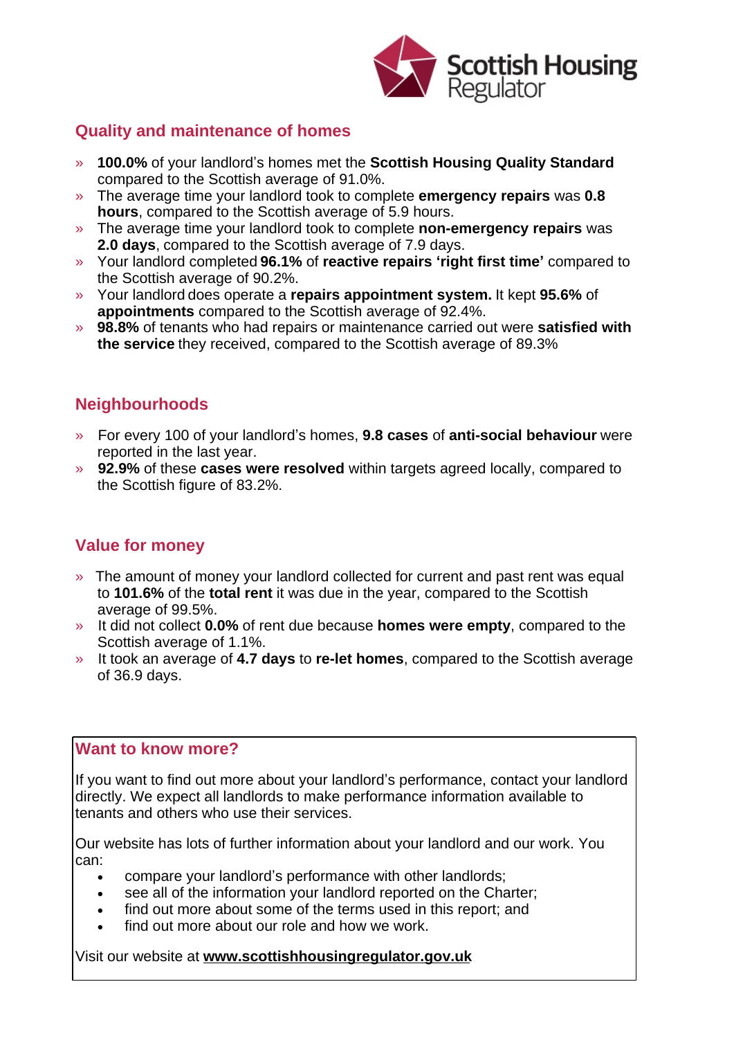## Quality and maintenance of homes

- **100.0%** of your landlord's homes met the **Scottish Housing Quality Standard** compared to the Scottish average of 91.0%.
- The average time your landlord took to complete **emergency repairs** was **0.8 hours**, compared to the Scottish average of 5.9 hours.
- The average time your landlord took to complete **non-emergency repairs** was **2.0 days**, compared to the Scottish average of 7.9 days.
- Your landlord completed **96.1%** of **reactive repairs 'right first time'** compared to the Scottish average of 90.2%.
- Your landlord does operate a **repairs appointment system.** It kept **95.6%** of **appointments** compared to the Scottish average of 92.4%.
- **98.8%** of tenants who had repairs or maintenance carried out were **satisfied with the service** they received, compared to the Scottish average of 89.3%

## Neighbourhoods

- For every 100 of your landlord's homes, **9.8 cases** of **anti-social behaviour** were reported in the last year.
- **92.9%** of these **cases were resolved** within targets agreed locally, compared to the Scottish figure of 83.2%.

## Value for money

- The amount of money your landlord collected for current and past rent was equal to **101.6%** of the **total rent** it was due in the year, compared to the Scottish average of 99.5%.
- It did not collect **0.0%** of rent due because **homes were empty**, compared to the Scottish average of 1.1%.
- It took an average of **4.7 days** to **re-let homes**, compared to the Scottish average of 36.9 days.

## Want to know more?

If you want to find out more about your landlord's performance, contact your landlord directly. We expect all landlords to make performance information available to tenants and others who use their services.

Our website has lots of further information about your landlord and our work. You can:

- compare your landlord's performance with other landlords;
- see all of the information your landlord reported on the Charter;
- find out more about some of the terms used in this report; and
- find out more about our role and how we work.

Visit our website at **www.scottishhousingregulator.gov.uk**